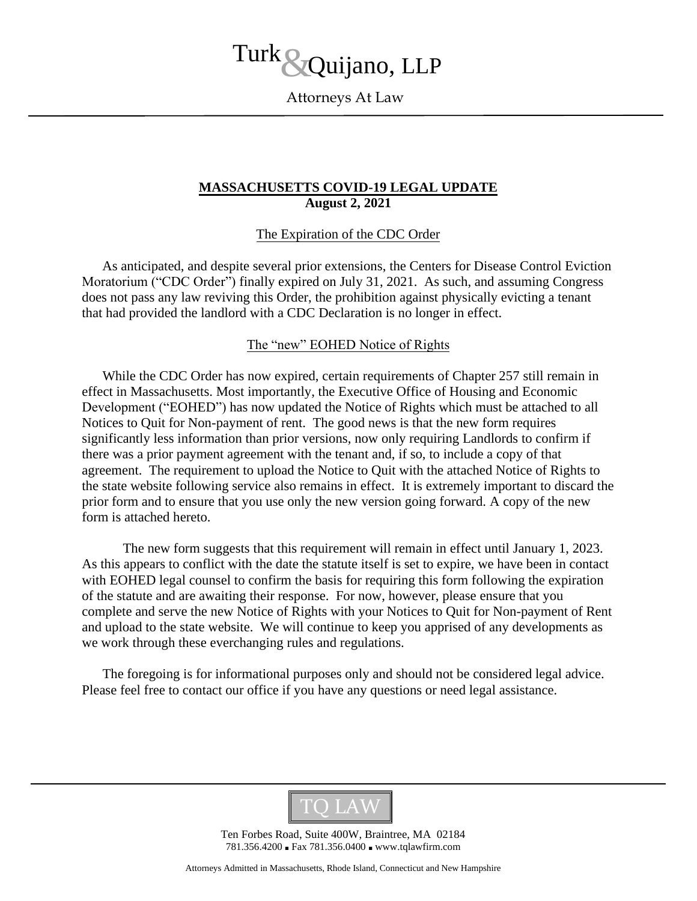# Turk & Quijano, LLP

Attorneys At Law

## MASSACHUSETTS COVID-19 LEGAL UPDATE
**August 2, 2021**

### The Expiration of the CDC Order

As anticipated, and despite several prior extensions, the Centers for Disease Control Eviction Moratorium ("CDC Order") finally expired on July 31, 2021. As such, and assuming Congress does not pass any law reviving this Order, the prohibition against physically evicting a tenant that had provided the landlord with a CDC Declaration is no longer in effect.

### The "new" EOHED Notice of Rights

While the CDC Order has now expired, certain requirements of Chapter 257 still remain in effect in Massachusetts. Most importantly, the Executive Office of Housing and Economic Development ("EOHED") has now updated the Notice of Rights which must be attached to all Notices to Quit for Non-payment of rent. The good news is that the new form requires significantly less information than prior versions, now only requiring Landlords to confirm if there was a prior payment agreement with the tenant and, if so, to include a copy of that agreement. The requirement to upload the Notice to Quit with the attached Notice of Rights to the state website following service also remains in effect. It is extremely important to discard the prior form and to ensure that you use only the new version going forward. A copy of the new form is attached hereto.

The new form suggests that this requirement will remain in effect until January 1, 2023. As this appears to conflict with the date the statute itself is set to expire, we have been in contact with EOHED legal counsel to confirm the basis for requiring this form following the expiration of the statute and are awaiting their response. For now, however, please ensure that you complete and serve the new Notice of Rights with your Notices to Quit for Non-payment of Rent and upload to the state website. We will continue to keep you apprised of any developments as we work through these everchanging rules and regulations.

The foregoing is for informational purposes only and should not be considered legal advice. Please feel free to contact our office if you have any questions or need legal assistance.

TQ LAW

Ten Forbes Road, Suite 400W, Braintree, MA 02184
781.356.4200 ▪ Fax 781.356.0400 ▪ www.tqlawfirm.com

Attorneys Admitted in Massachusetts, Rhode Island, Connecticut and New Hampshire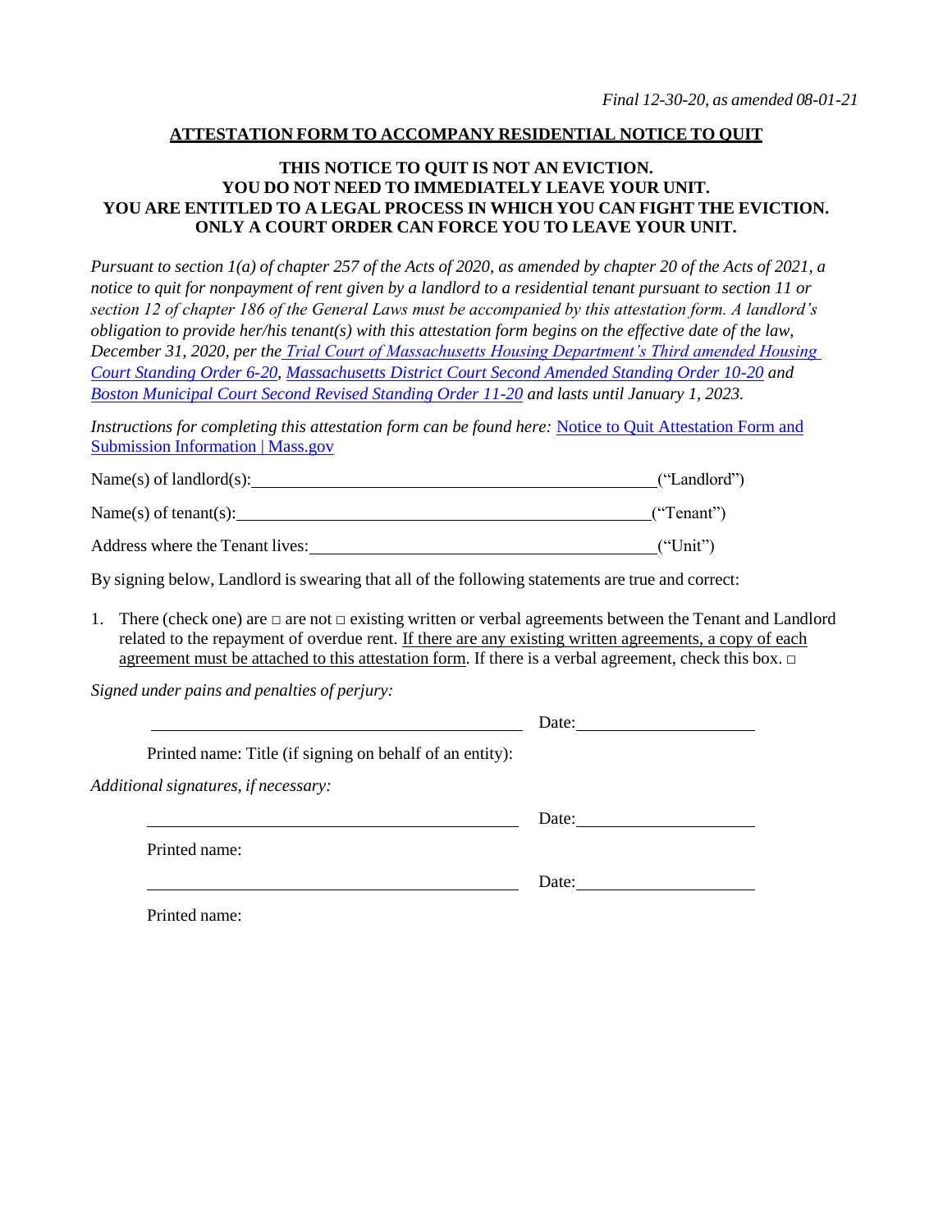*Final 12-30-20, as amended 08-01-21*

## ATTESTATION FORM TO ACCOMPANY RESIDENTIAL NOTICE TO QUIT

**THIS NOTICE TO QUIT IS NOT AN EVICTION.**
**YOU DO NOT NEED TO IMMEDIATELY LEAVE YOUR UNIT.**
**YOU ARE ENTITLED TO A LEGAL PROCESS IN WHICH YOU CAN FIGHT THE EVICTION.**
**ONLY A COURT ORDER CAN FORCE YOU TO LEAVE YOUR UNIT.**

*Pursuant to section 1(a) of chapter 257 of the Acts of 2020, as amended by chapter 20 of the Acts of 2021, a notice to quit for nonpayment of rent given by a landlord to a residential tenant pursuant to section 11 or section 12 of chapter 186 of the General Laws must be accompanied by this attestation form. A landlord's obligation to provide her/his tenant(s) with this attestation form begins on the effective date of the law, December 31, 2020, per the Trial Court of Massachusetts Housing Department's Third amended Housing Court Standing Order 6-20, Massachusetts District Court Second Amended Standing Order 10-20 and Boston Municipal Court Second Revised Standing Order 11-20 and lasts until January 1, 2023.*

*Instructions for completing this attestation form can be found here:* Notice to Quit Attestation Form and Submission Information | Mass.gov

Name(s) of landlord(s): ________________________________________ ("Landlord")

Name(s) of tenant(s): ________________________________________ ("Tenant")

Address where the Tenant lives: ________________________________ ("Unit")

By signing below, Landlord is swearing that all of the following statements are true and correct:

1. There (check one) are ☐ are not ☐ existing written or verbal agreements between the Tenant and Landlord related to the repayment of overdue rent. If there are any existing written agreements, a copy of each agreement must be attached to this attestation form. If there is a verbal agreement, check this box. ☐

*Signed under pains and penalties of perjury:*

________________________________________ Date: ____________________

Printed name: Title (if signing on behalf of an entity):

*Additional signatures, if necessary:*

________________________________________ Date: ____________________

Printed name:

________________________________________ Date: ____________________

Printed name: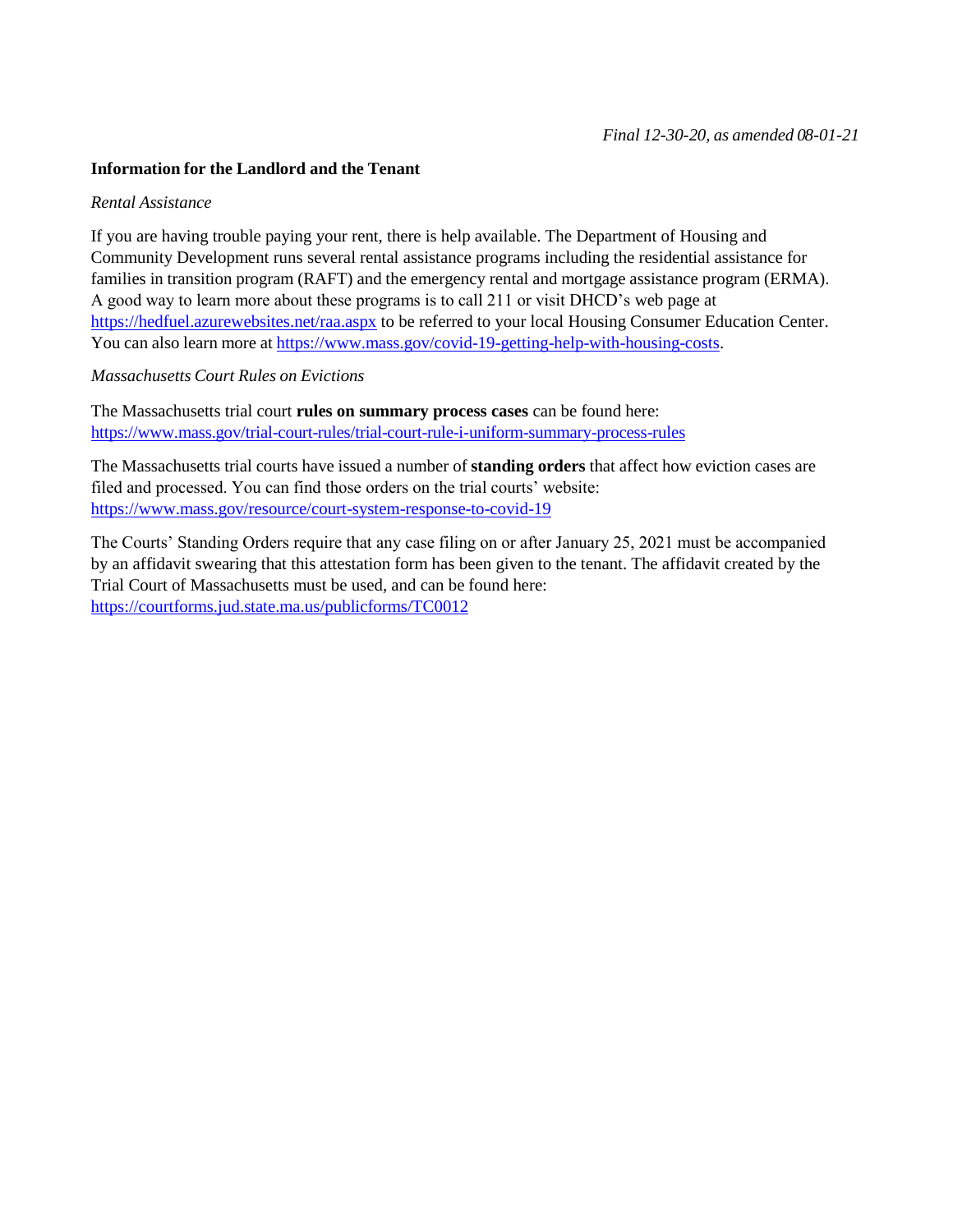*Final 12-30-20, as amended 08-01-21*

**Information for the Landlord and the Tenant**

*Rental Assistance*

If you are having trouble paying your rent, there is help available. The Department of Housing and Community Development runs several rental assistance programs including the residential assistance for families in transition program (RAFT) and the emergency rental and mortgage assistance program (ERMA). A good way to learn more about these programs is to call 211 or visit DHCD's web page at https://hedfuel.azurewebsites.net/raa.aspx to be referred to your local Housing Consumer Education Center. You can also learn more at https://www.mass.gov/covid-19-getting-help-with-housing-costs.

*Massachusetts Court Rules on Evictions*

The Massachusetts trial court **rules on summary process cases** can be found here: https://www.mass.gov/trial-court-rules/trial-court-rule-i-uniform-summary-process-rules

The Massachusetts trial courts have issued a number of **standing orders** that affect how eviction cases are filed and processed. You can find those orders on the trial courts' website: https://www.mass.gov/resource/court-system-response-to-covid-19

The Courts' Standing Orders require that any case filing on or after January 25, 2021 must be accompanied by an affidavit swearing that this attestation form has been given to the tenant. The affidavit created by the Trial Court of Massachusetts must be used, and can be found here: https://courtforms.jud.state.ma.us/publicforms/TC0012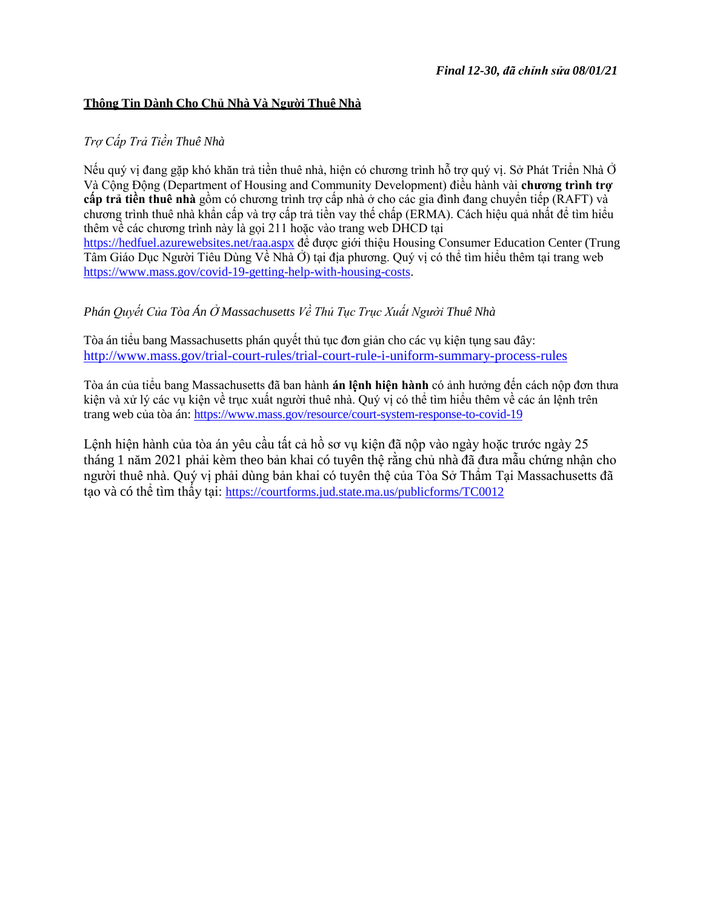*Final 12-30, đã chỉnh sửa 08/01/21*

## Thông Tin Dành Cho Chủ Nhà Và Người Thuê Nhà

*Trợ Cấp Trả Tiền Thuê Nhà*

Nếu quý vị đang gặp khó khăn trả tiền thuê nhà, hiện có chương trình hỗ trợ quý vị. Sở Phát Triển Nhà Ở Và Cộng Đồng (Department of Housing and Community Development) điều hành vài **chương trình trợ cấp trả tiền thuê nhà** gồm có chương trình trợ cấp nhà ở cho các gia đình đang chuyển tiếp (RAFT) và chương trình thuê nhà khẩn cấp và trợ cấp trả tiền vay thế chấp (ERMA). Cách hiệu quả nhất để tìm hiểu thêm về các chương trình này là gọi 211 hoặc vào trang web DHCD tại https://hedfuel.azurewebsites.net/raa.aspx để được giới thiệu Housing Consumer Education Center (Trung Tâm Giáo Dục Người Tiêu Dùng Về Nhà Ở) tại địa phương. Quý vị có thể tìm hiểu thêm tại trang web https://www.mass.gov/covid-19-getting-help-with-housing-costs.

*Phán Quyết Của Tòa Án Ở Massachusetts Về Thủ Tục Trục Xuất Người Thuê Nhà*

Tòa án tiểu bang Massachusetts phán quyết thủ tục đơn giản cho các vụ kiện tụng sau đây: http://www.mass.gov/trial-court-rules/trial-court-rule-i-uniform-summary-process-rules

Tòa án của tiểu bang Massachusetts đã ban hành **án lệnh hiện hành** có ảnh hưởng đến cách nộp đơn thưa kiện và xử lý các vụ kiện về trục xuất người thuê nhà. Quý vị có thể tìm hiểu thêm về các án lệnh trên trang web của tòa án: https://www.mass.gov/resource/court-system-response-to-covid-19

Lệnh hiện hành của tòa án yêu cầu tất cả hồ sơ vụ kiện đã nộp vào ngày hoặc trước ngày 25 tháng 1 năm 2021 phải kèm theo bản khai có tuyên thệ rằng chủ nhà đã đưa mẫu chứng nhận cho người thuê nhà. Quý vị phải dùng bản khai có tuyên thệ của Tòa Sở Thẩm Tại Massachusetts đã tạo và có thể tìm thấy tại: https://courtforms.jud.state.ma.us/publicforms/TC0012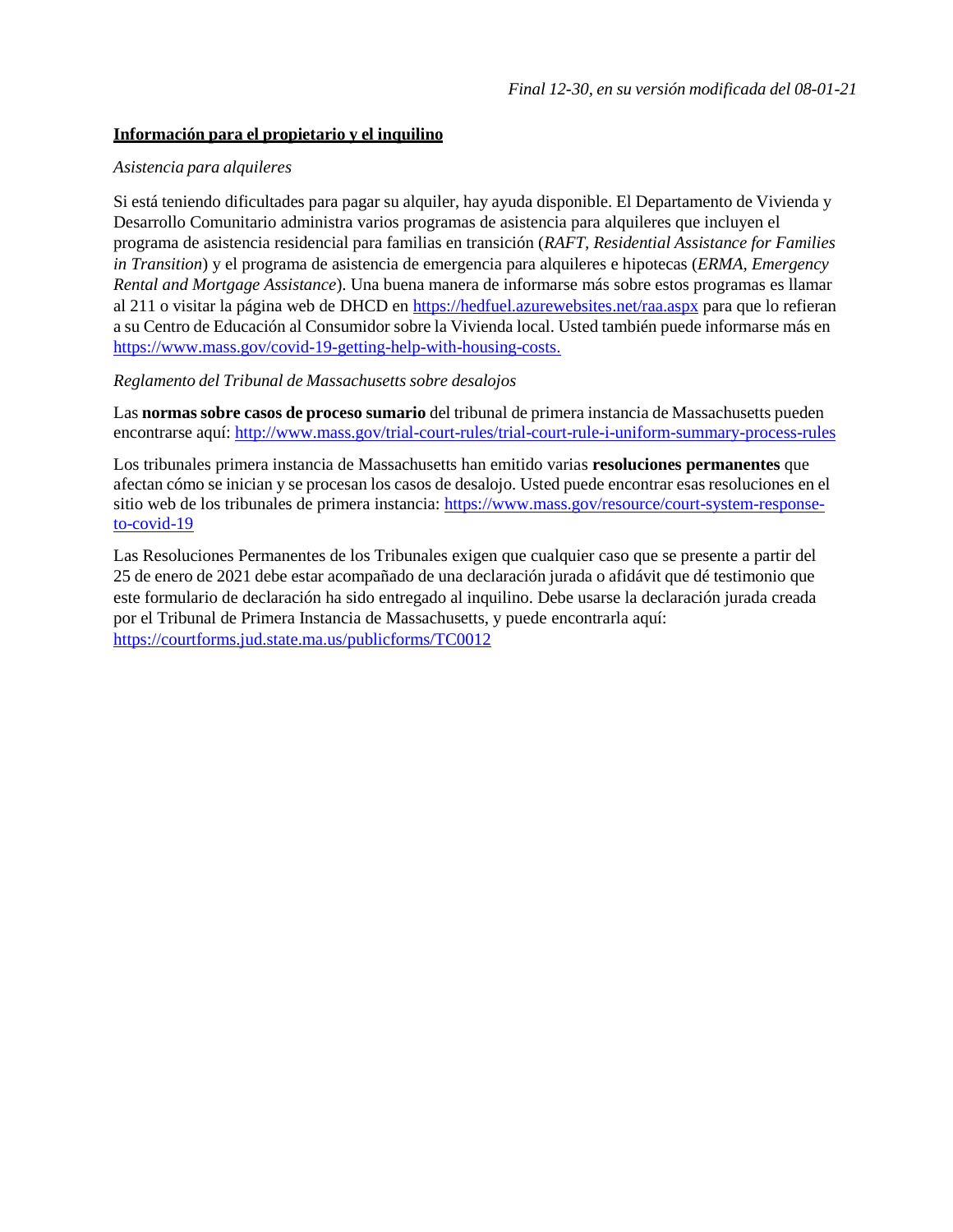*Final 12-30, en su versión modificada del 08-01-21*

**<u>Información para el propietario y el inquilino</u>**

*Asistencia para alquileres*

Si está teniendo dificultades para pagar su alquiler, hay ayuda disponible. El Departamento de Vivienda y Desarrollo Comunitario administra varios programas de asistencia para alquileres que incluyen el programa de asistencia residencial para familias en transición (*RAFT, Residential Assistance for Families in Transition*) y el programa de asistencia de emergencia para alquileres e hipotecas (*ERMA, Emergency Rental and Mortgage Assistance*). Una buena manera de informarse más sobre estos programas es llamar al 211 o visitar la página web de DHCD en https://hedfuel.azurewebsites.net/raa.aspx para que lo refieran a su Centro de Educación al Consumidor sobre la Vivienda local. Usted también puede informarse más en https://www.mass.gov/covid-19-getting-help-with-housing-costs.

*Reglamento del Tribunal de Massachusetts sobre desalojos*

Las **normas sobre casos de proceso sumario** del tribunal de primera instancia de Massachusetts pueden encontrarse aquí: http://www.mass.gov/trial-court-rules/trial-court-rule-i-uniform-summary-process-rules

Los tribunales primera instancia de Massachusetts han emitido varias **resoluciones permanentes** que afectan cómo se inician y se procesan los casos de desalojo. Usted puede encontrar esas resoluciones en el sitio web de los tribunales de primera instancia: https://www.mass.gov/resource/court-system-response-to-covid-19

Las Resoluciones Permanentes de los Tribunales exigen que cualquier caso que se presente a partir del 25 de enero de 2021 debe estar acompañado de una declaración jurada o afidávit que dé testimonio que este formulario de declaración ha sido entregado al inquilino. Debe usarse la declaración jurada creada por el Tribunal de Primera Instancia de Massachusetts, y puede encontrarla aquí: https://courtforms.jud.state.ma.us/publicforms/TC0012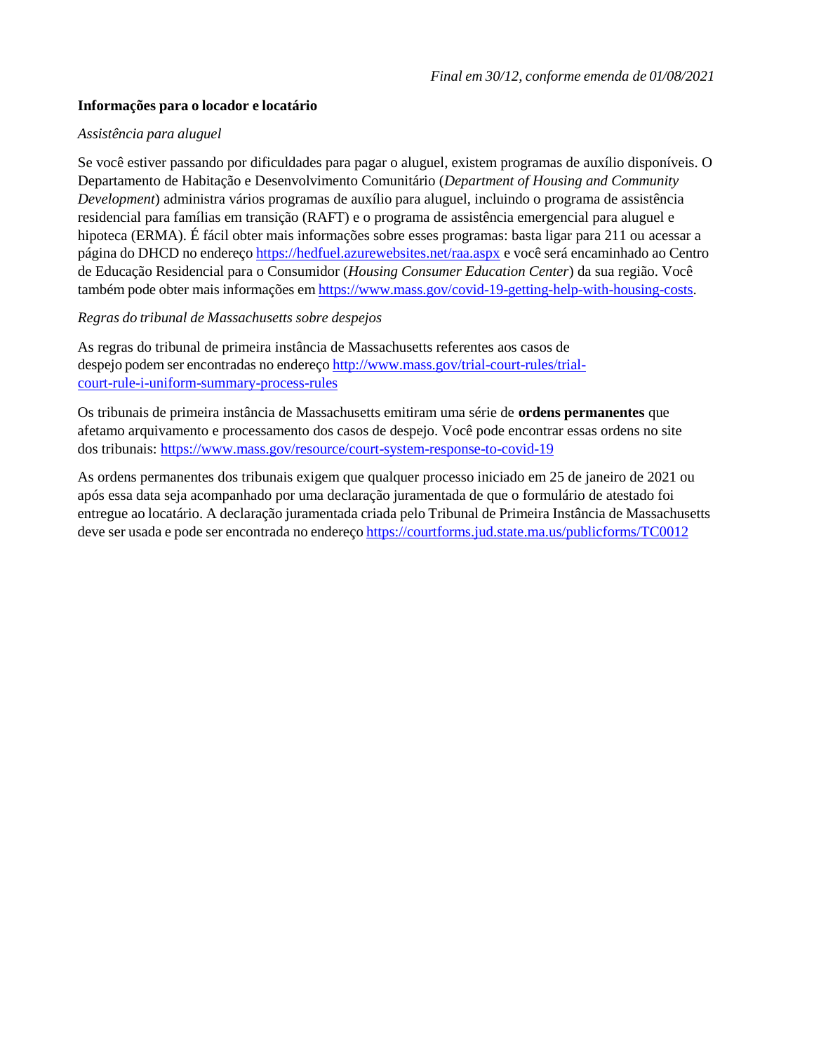*Final em 30/12, conforme emenda de 01/08/2021*

**Informações para o locador e locatário**

*Assistência para aluguel*

Se você estiver passando por dificuldades para pagar o aluguel, existem programas de auxílio disponíveis. O Departamento de Habitação e Desenvolvimento Comunitário (*Department of Housing and Community Development*) administra vários programas de auxílio para aluguel, incluindo o programa de assistência residencial para famílias em transição (RAFT) e o programa de assistência emergencial para aluguel e hipoteca (ERMA). É fácil obter mais informações sobre esses programas: basta ligar para 211 ou acessar a página do DHCD no endereço https://hedfuel.azurewebsites.net/raa.aspx e você será encaminhado ao Centro de Educação Residencial para o Consumidor (*Housing Consumer Education Center*) da sua região. Você também pode obter mais informações em https://www.mass.gov/covid-19-getting-help-with-housing-costs.

*Regras do tribunal de Massachusetts sobre despejos*

As regras do tribunal de primeira instância de Massachusetts referentes aos casos de despejo podem ser encontradas no endereço http://www.mass.gov/trial-court-rules/trial-court-rule-i-uniform-summary-process-rules

Os tribunais de primeira instância de Massachusetts emitiram uma série de **ordens permanentes** que afetamo arquivamento e processamento dos casos de despejo. Você pode encontrar essas ordens no site dos tribunais: https://www.mass.gov/resource/court-system-response-to-covid-19

As ordens permanentes dos tribunais exigem que qualquer processo iniciado em 25 de janeiro de 2021 ou após essa data seja acompanhado por uma declaração juramentada de que o formulário de atestado foi entregue ao locatário. A declaração juramentada criada pelo Tribunal de Primeira Instância de Massachusetts deve ser usada e pode ser encontrada no endereço https://courtforms.jud.state.ma.us/publicforms/TC0012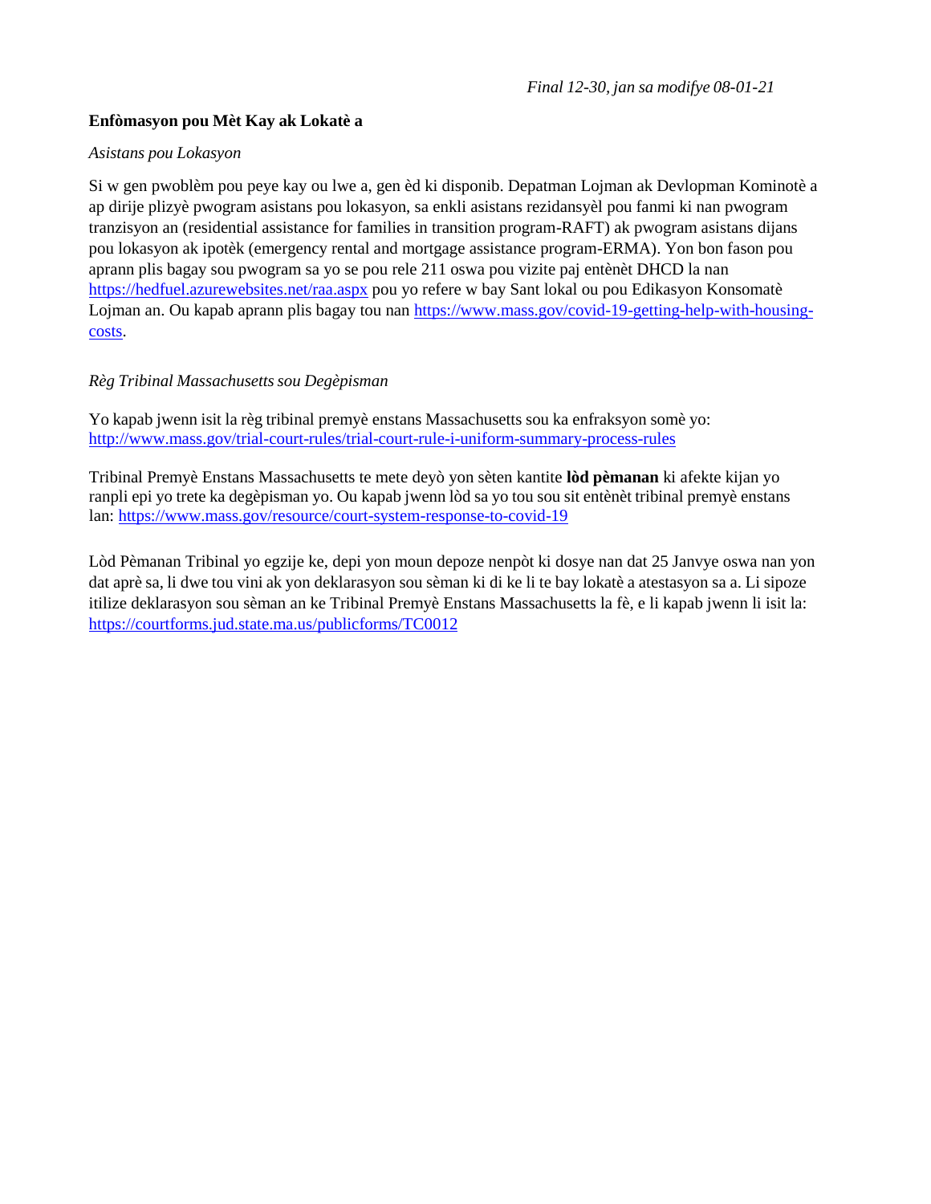*Final 12-30, jan sa modifye 08-01-21*

**Enfòmasyon pou Mèt Kay ak Lokatè a**

*Asistans pou Lokasyon*

Si w gen pwoblèm pou peye kay ou lwe a, gen èd ki disponib. Depatman Lojman ak Devlopman Kominotè a ap dirije plizyè pwogram asistans pou lokasyon, sa enkli asistans rezidansyèl pou fanmi ki nan pwogram tranzisyon an (residential assistance for families in transition program-RAFT) ak pwogram asistans dijans pou lokasyon ak ipotèk (emergency rental and mortgage assistance program-ERMA). Yon bon fason pou aprann plis bagay sou pwogram sa yo se pou rele 211 oswa pou vizite paj entènèt DHCD la nan https://hedfuel.azurewebsites.net/raa.aspx pou yo refere w bay Sant lokal ou pou Edikasyon Konsomatè Lojman an. Ou kapab aprann plis bagay tou nan https://www.mass.gov/covid-19-getting-help-with-housing-costs.

*Règ Tribinal Massachusetts sou Degèpisman*

Yo kapab jwenn isit la règ tribinal premyè enstans Massachusetts sou ka enfraksyon somè yo: http://www.mass.gov/trial-court-rules/trial-court-rule-i-uniform-summary-process-rules

Tribinal Premyè Enstans Massachusetts te mete deyò yon sèten kantite **lòd pèmanan** ki afekte kijan yo ranpli epi yo trete ka degèpisman yo. Ou kapab jwenn lòd sa yo tou sou sit entènèt tribinal premyè enstans lan: https://www.mass.gov/resource/court-system-response-to-covid-19

Lòd Pèmanan Tribinal yo egzije ke, depi yon moun depoze nenpòt ki dosye nan dat 25 Janvye oswa nan yon dat aprè sa, li dwe tou vini ak yon deklarasyon sou sèman ki di ke li te bay lokatè a atestasyon sa a. Li sipoze itilize deklarasyon sou sèman an ke Tribinal Premyè Enstans Massachusetts la fè, e li kapab jwenn li isit la: https://courtforms.jud.state.ma.us/publicforms/TC0012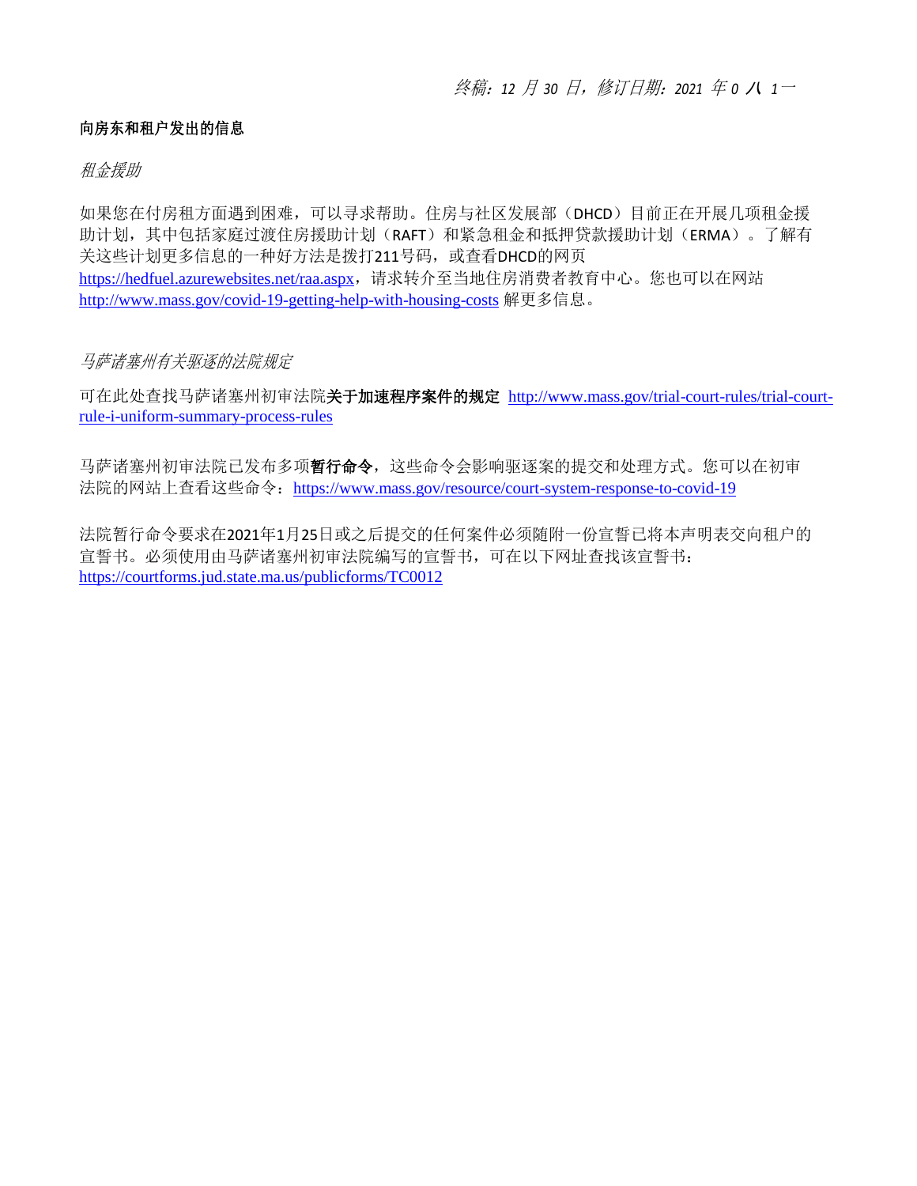*终稿：12 月 30 日，修订日期：2021 年 0 八 1一*

**向房东和租户发出的信息**

*租金援助*

如果您在付房租方面遇到困难，可以寻求帮助。住房与社区发展部（DHCD）目前正在开展几项租金援助计划，其中包括家庭过渡住房援助计划（RAFT）和紧急租金和抵押贷款援助计划（ERMA）。了解有关这些计划更多信息的一种好方法是拨打211号码，或查看DHCD的网页https://hedfuel.azurewebsites.net/raa.aspx，请求转介至当地住房消费者教育中心。您也可以在网站http://www.mass.gov/covid-19-getting-help-with-housing-costs 解更多信息。

*马萨诸塞州有关驱逐的法院规定*

可在此处查找马萨诸塞州初审法院**关于加速程序案件的规定** http://www.mass.gov/trial-court-rules/trial-court-rule-i-uniform-summary-process-rules

马萨诸塞州初审法院已发布多项**暂行命令**，这些命令会影响驱逐案的提交和处理方式。您可以在初审法院的网站上查看这些命令：https://www.mass.gov/resource/court-system-response-to-covid-19

法院暂行命令要求在2021年1月25日或之后提交的任何案件必须随附一份宣誓已将本声明表交向租户的宣誓书。必须使用由马萨诸塞州初审法院编写的宣誓书，可在以下网址查找该宣誓书：https://courtforms.jud.state.ma.us/publicforms/TC0012